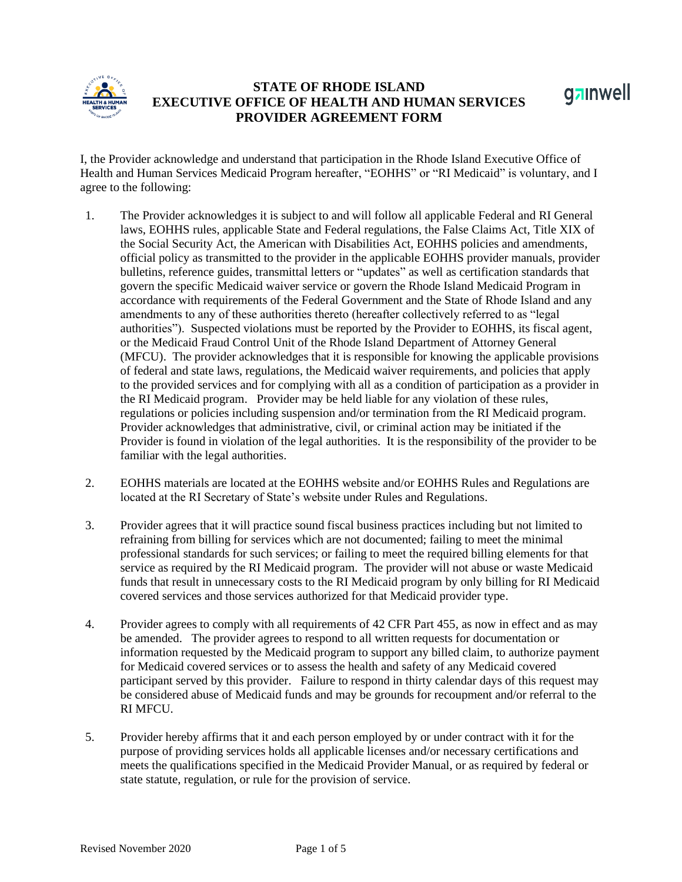# STATE OF RHODE ISLAND
# EXECUTIVE OFFICE OF HEALTH AND HUMAN SERVICES
# PROVIDER AGREEMENT FORM

I, the Provider acknowledge and understand that participation in the Rhode Island Executive Office of Health and Human Services Medicaid Program hereafter, "EOHHS" or "RI Medicaid" is voluntary, and I agree to the following:

1. The Provider acknowledges it is subject to and will follow all applicable Federal and RI General laws, EOHHS rules, applicable State and Federal regulations, the False Claims Act, Title XIX of the Social Security Act, the American with Disabilities Act, EOHHS policies and amendments, official policy as transmitted to the provider in the applicable EOHHS provider manuals, provider bulletins, reference guides, transmittal letters or "updates" as well as certification standards that govern the specific Medicaid waiver service or govern the Rhode Island Medicaid Program in accordance with requirements of the Federal Government and the State of Rhode Island and any amendments to any of these authorities thereto (hereafter collectively referred to as "legal authorities"). Suspected violations must be reported by the Provider to EOHHS, its fiscal agent, or the Medicaid Fraud Control Unit of the Rhode Island Department of Attorney General (MFCU). The provider acknowledges that it is responsible for knowing the applicable provisions of federal and state laws, regulations, the Medicaid waiver requirements, and policies that apply to the provided services and for complying with all as a condition of participation as a provider in the RI Medicaid program. Provider may be held liable for any violation of these rules, regulations or policies including suspension and/or termination from the RI Medicaid program. Provider acknowledges that administrative, civil, or criminal action may be initiated if the Provider is found in violation of the legal authorities. It is the responsibility of the provider to be familiar with the legal authorities.

2. EOHHS materials are located at the EOHHS website and/or EOHHS Rules and Regulations are located at the RI Secretary of State's website under Rules and Regulations.

3. Provider agrees that it will practice sound fiscal business practices including but not limited to refraining from billing for services which are not documented; failing to meet the minimal professional standards for such services; or failing to meet the required billing elements for that service as required by the RI Medicaid program. The provider will not abuse or waste Medicaid funds that result in unnecessary costs to the RI Medicaid program by only billing for RI Medicaid covered services and those services authorized for that Medicaid provider type.

4. Provider agrees to comply with all requirements of 42 CFR Part 455, as now in effect and as may be amended. The provider agrees to respond to all written requests for documentation or information requested by the Medicaid program to support any billed claim, to authorize payment for Medicaid covered services or to assess the health and safety of any Medicaid covered participant served by this provider. Failure to respond in thirty calendar days of this request may be considered abuse of Medicaid funds and may be grounds for recoupment and/or referral to the RI MFCU.

5. Provider hereby affirms that it and each person employed by or under contract with it for the purpose of providing services holds all applicable licenses and/or necessary certifications and meets the qualifications specified in the Medicaid Provider Manual, or as required by federal or state statute, regulation, or rule for the provision of service.

Revised November 2020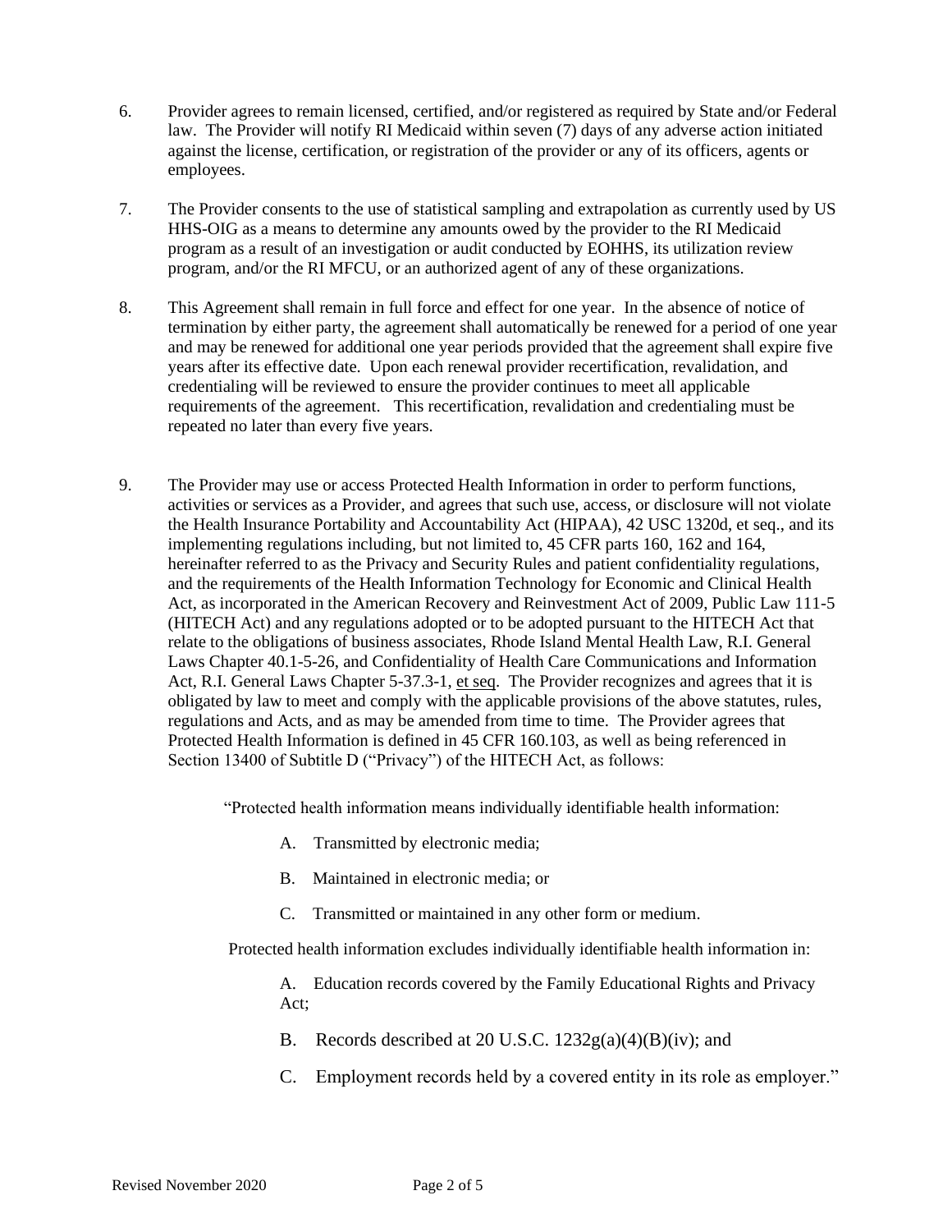6. Provider agrees to remain licensed, certified, and/or registered as required by State and/or Federal law. The Provider will notify RI Medicaid within seven (7) days of any adverse action initiated against the license, certification, or registration of the provider or any of its officers, agents or employees.

7. The Provider consents to the use of statistical sampling and extrapolation as currently used by US HHS-OIG as a means to determine any amounts owed by the provider to the RI Medicaid program as a result of an investigation or audit conducted by EOHHS, its utilization review program, and/or the RI MFCU, or an authorized agent of any of these organizations.

8. This Agreement shall remain in full force and effect for one year. In the absence of notice of termination by either party, the agreement shall automatically be renewed for a period of one year and may be renewed for additional one year periods provided that the agreement shall expire five years after its effective date. Upon each renewal provider recertification, revalidation, and credentialing will be reviewed to ensure the provider continues to meet all applicable requirements of the agreement. This recertification, revalidation and credentialing must be repeated no later than every five years.

9. The Provider may use or access Protected Health Information in order to perform functions, activities or services as a Provider, and agrees that such use, access, or disclosure will not violate the Health Insurance Portability and Accountability Act (HIPAA), 42 USC 1320d, et seq., and its implementing regulations including, but not limited to, 45 CFR parts 160, 162 and 164, hereinafter referred to as the Privacy and Security Rules and patient confidentiality regulations, and the requirements of the Health Information Technology for Economic and Clinical Health Act, as incorporated in the American Recovery and Reinvestment Act of 2009, Public Law 111-5 (HITECH Act) and any regulations adopted or to be adopted pursuant to the HITECH Act that relate to the obligations of business associates, Rhode Island Mental Health Law, R.I. General Laws Chapter 40.1-5-26, and Confidentiality of Health Care Communications and Information Act, R.I. General Laws Chapter 5-37.3-1, et seq. The Provider recognizes and agrees that it is obligated by law to meet and comply with the applicable provisions of the above statutes, rules, regulations and Acts, and as may be amended from time to time. The Provider agrees that Protected Health Information is defined in 45 CFR 160.103, as well as being referenced in Section 13400 of Subtitle D ("Privacy") of the HITECH Act, as follows:

   "Protected health information means individually identifiable health information:

   A. Transmitted by electronic media;

   B. Maintained in electronic media; or

   C. Transmitted or maintained in any other form or medium.

   Protected health information excludes individually identifiable health information in:

   A. Education records covered by the Family Educational Rights and Privacy Act;

   B. Records described at 20 U.S.C. 1232g(a)(4)(B)(iv); and

   C. Employment records held by a covered entity in its role as employer."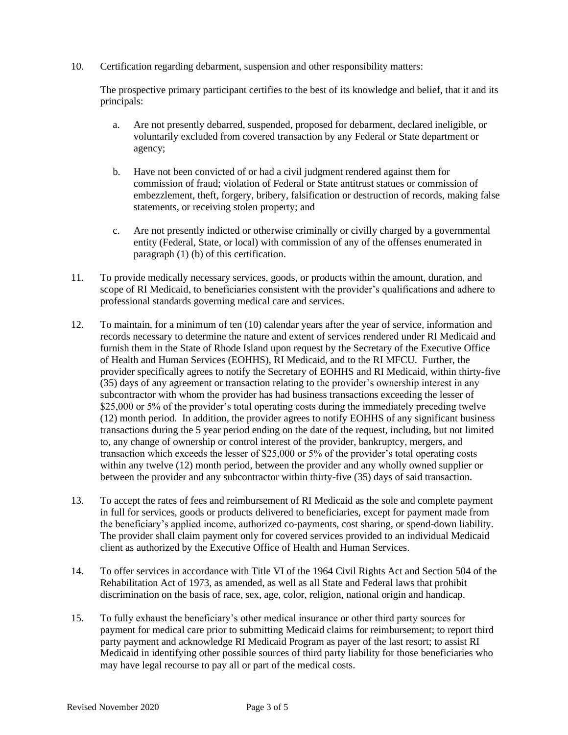10. Certification regarding debarment, suspension and other responsibility matters:

    The prospective primary participant certifies to the best of its knowledge and belief, that it and its principals:

    a. Are not presently debarred, suspended, proposed for debarment, declared ineligible, or voluntarily excluded from covered transaction by any Federal or State department or agency;

    b. Have not been convicted of or had a civil judgment rendered against them for commission of fraud; violation of Federal or State antitrust statues or commission of embezzlement, theft, forgery, bribery, falsification or destruction of records, making false statements, or receiving stolen property; and

    c. Are not presently indicted or otherwise criminally or civilly charged by a governmental entity (Federal, State, or local) with commission of any of the offenses enumerated in paragraph (1) (b) of this certification.

11. To provide medically necessary services, goods, or products within the amount, duration, and scope of RI Medicaid, to beneficiaries consistent with the provider's qualifications and adhere to professional standards governing medical care and services.

12. To maintain, for a minimum of ten (10) calendar years after the year of service, information and records necessary to determine the nature and extent of services rendered under RI Medicaid and furnish them in the State of Rhode Island upon request by the Secretary of the Executive Office of Health and Human Services (EOHHS), RI Medicaid, and to the RI MFCU. Further, the provider specifically agrees to notify the Secretary of EOHHS and RI Medicaid, within thirty-five (35) days of any agreement or transaction relating to the provider's ownership interest in any subcontractor with whom the provider has had business transactions exceeding the lesser of $25,000 or 5% of the provider's total operating costs during the immediately preceding twelve (12) month period. In addition, the provider agrees to notify EOHHS of any significant business transactions during the 5 year period ending on the date of the request, including, but not limited to, any change of ownership or control interest of the provider, bankruptcy, mergers, and transaction which exceeds the lesser of $25,000 or 5% of the provider's total operating costs within any twelve (12) month period, between the provider and any wholly owned supplier or between the provider and any subcontractor within thirty-five (35) days of said transaction.

13. To accept the rates of fees and reimbursement of RI Medicaid as the sole and complete payment in full for services, goods or products delivered to beneficiaries, except for payment made from the beneficiary's applied income, authorized co-payments, cost sharing, or spend-down liability. The provider shall claim payment only for covered services provided to an individual Medicaid client as authorized by the Executive Office of Health and Human Services.

14. To offer services in accordance with Title VI of the 1964 Civil Rights Act and Section 504 of the Rehabilitation Act of 1973, as amended, as well as all State and Federal laws that prohibit discrimination on the basis of race, sex, age, color, religion, national origin and handicap.

15. To fully exhaust the beneficiary's other medical insurance or other third party sources for payment for medical care prior to submitting Medicaid claims for reimbursement; to report third party payment and acknowledge RI Medicaid Program as payer of the last resort; to assist RI Medicaid in identifying other possible sources of third party liability for those beneficiaries who may have legal recourse to pay all or part of the medical costs.

Revised November 2020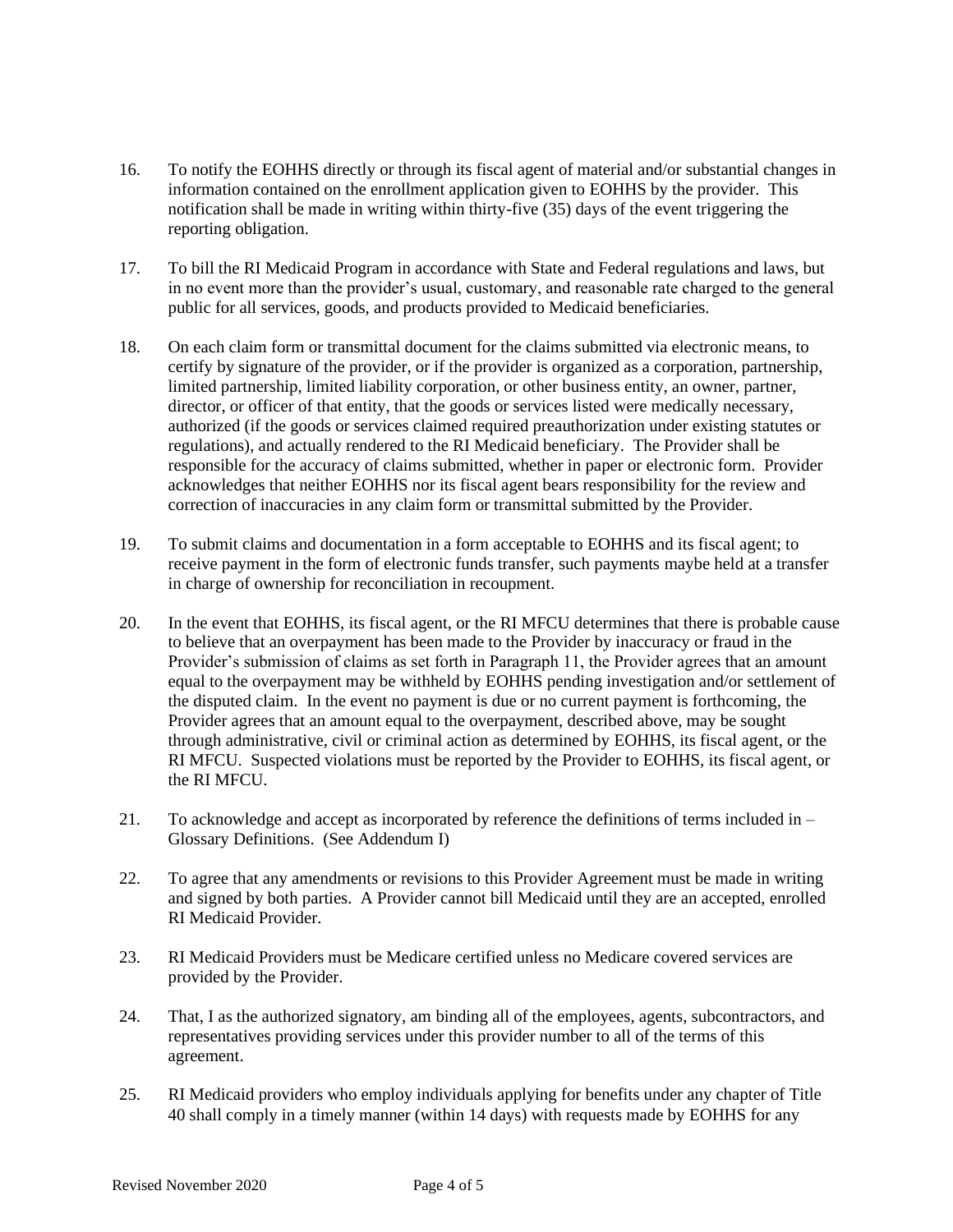16. To notify the EOHHS directly or through its fiscal agent of material and/or substantial changes in information contained on the enrollment application given to EOHHS by the provider. This notification shall be made in writing within thirty-five (35) days of the event triggering the reporting obligation.

17. To bill the RI Medicaid Program in accordance with State and Federal regulations and laws, but in no event more than the provider's usual, customary, and reasonable rate charged to the general public for all services, goods, and products provided to Medicaid beneficiaries.

18. On each claim form or transmittal document for the claims submitted via electronic means, to certify by signature of the provider, or if the provider is organized as a corporation, partnership, limited partnership, limited liability corporation, or other business entity, an owner, partner, director, or officer of that entity, that the goods or services listed were medically necessary, authorized (if the goods or services claimed required preauthorization under existing statutes or regulations), and actually rendered to the RI Medicaid beneficiary. The Provider shall be responsible for the accuracy of claims submitted, whether in paper or electronic form. Provider acknowledges that neither EOHHS nor its fiscal agent bears responsibility for the review and correction of inaccuracies in any claim form or transmittal submitted by the Provider.

19. To submit claims and documentation in a form acceptable to EOHHS and its fiscal agent; to receive payment in the form of electronic funds transfer, such payments maybe held at a transfer in charge of ownership for reconciliation in recoupment.

20. In the event that EOHHS, its fiscal agent, or the RI MFCU determines that there is probable cause to believe that an overpayment has been made to the Provider by inaccuracy or fraud in the Provider's submission of claims as set forth in Paragraph 11, the Provider agrees that an amount equal to the overpayment may be withheld by EOHHS pending investigation and/or settlement of the disputed claim. In the event no payment is due or no current payment is forthcoming, the Provider agrees that an amount equal to the overpayment, described above, may be sought through administrative, civil or criminal action as determined by EOHHS, its fiscal agent, or the RI MFCU. Suspected violations must be reported by the Provider to EOHHS, its fiscal agent, or the RI MFCU.

21. To acknowledge and accept as incorporated by reference the definitions of terms included in – Glossary Definitions. (See Addendum I)

22. To agree that any amendments or revisions to this Provider Agreement must be made in writing and signed by both parties. A Provider cannot bill Medicaid until they are an accepted, enrolled RI Medicaid Provider.

23. RI Medicaid Providers must be Medicare certified unless no Medicare covered services are provided by the Provider.

24. That, I as the authorized signatory, am binding all of the employees, agents, subcontractors, and representatives providing services under this provider number to all of the terms of this agreement.

25. RI Medicaid providers who employ individuals applying for benefits under any chapter of Title 40 shall comply in a timely manner (within 14 days) with requests made by EOHHS for any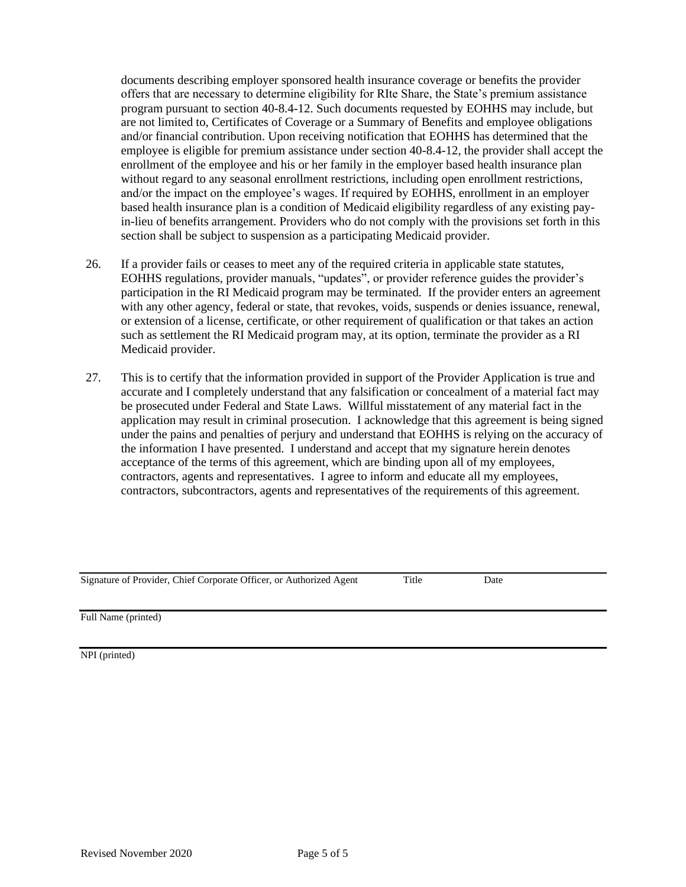documents describing employer sponsored health insurance coverage or benefits the provider offers that are necessary to determine eligibility for RIte Share, the State's premium assistance program pursuant to section 40-8.4-12. Such documents requested by EOHHS may include, but are not limited to, Certificates of Coverage or a Summary of Benefits and employee obligations and/or financial contribution. Upon receiving notification that EOHHS has determined that the employee is eligible for premium assistance under section 40-8.4-12, the provider shall accept the enrollment of the employee and his or her family in the employer based health insurance plan without regard to any seasonal enrollment restrictions, including open enrollment restrictions, and/or the impact on the employee's wages. If required by EOHHS, enrollment in an employer based health insurance plan is a condition of Medicaid eligibility regardless of any existing pay-in-lieu of benefits arrangement. Providers who do not comply with the provisions set forth in this section shall be subject to suspension as a participating Medicaid provider.

26. If a provider fails or ceases to meet any of the required criteria in applicable state statutes, EOHHS regulations, provider manuals, "updates", or provider reference guides the provider's participation in the RI Medicaid program may be terminated. If the provider enters an agreement with any other agency, federal or state, that revokes, voids, suspends or denies issuance, renewal, or extension of a license, certificate, or other requirement of qualification or that takes an action such as settlement the RI Medicaid program may, at its option, terminate the provider as a RI Medicaid provider.

27. This is to certify that the information provided in support of the Provider Application is true and accurate and I completely understand that any falsification or concealment of a material fact may be prosecuted under Federal and State Laws. Willful misstatement of any material fact in the application may result in criminal prosecution. I acknowledge that this agreement is being signed under the pains and penalties of perjury and understand that EOHHS is relying on the accuracy of the information I have presented. I understand and accept that my signature herein denotes acceptance of the terms of this agreement, which are binding upon all of my employees, contractors, agents and representatives. I agree to inform and educate all my employees, contractors, subcontractors, agents and representatives of the requirements of this agreement.

Signature of Provider, Chief Corporate Officer, or Authorized Agent Title Date

Full Name (printed)

NPI (printed)

Revised November 2020